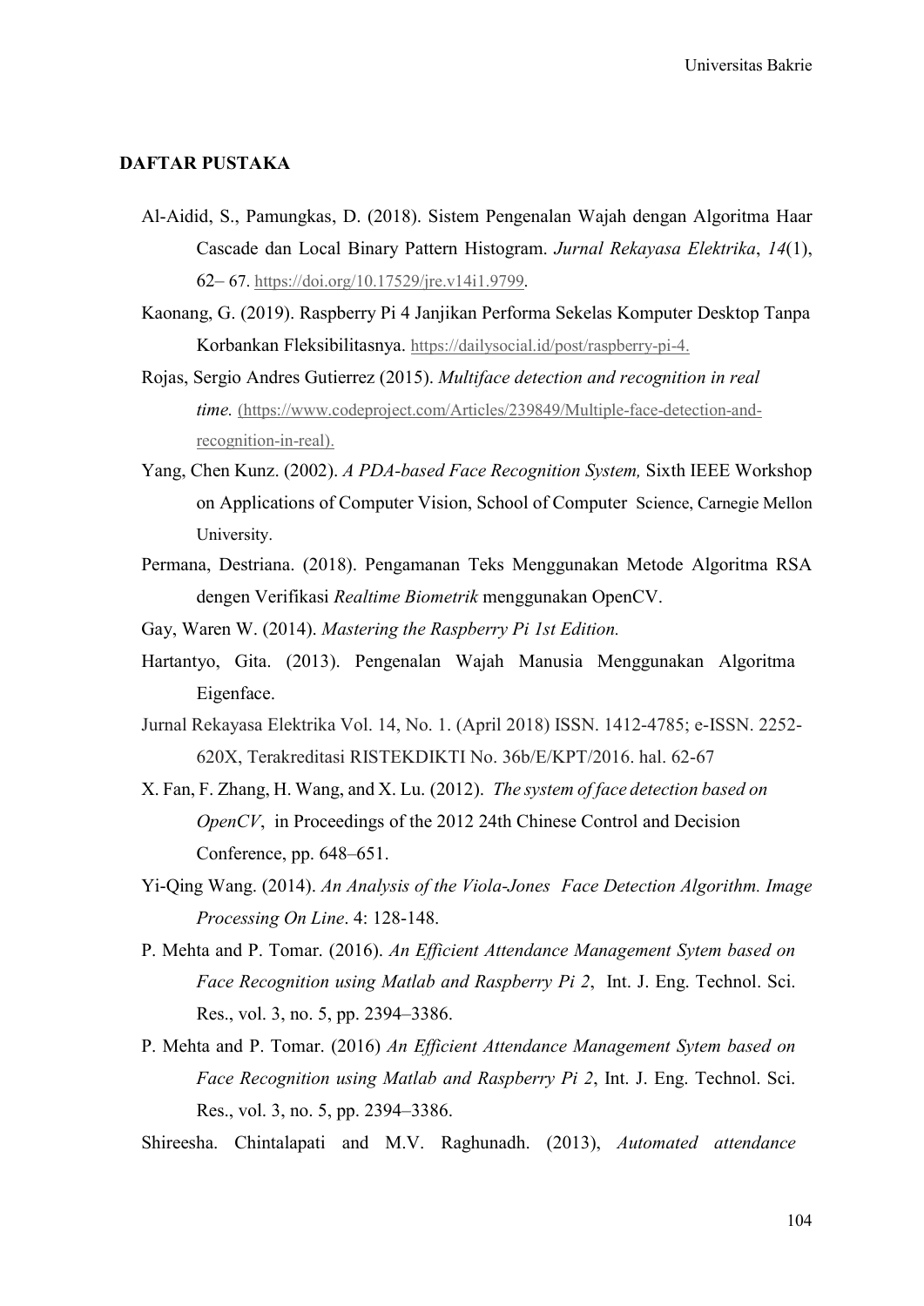## DAFTAR PUSTAKA

Al-Aidid, S., Pamungkas, D. (2018). Sistem Pengenalan Wajah dengan Algoritma Haar Cascade dan Local Binary Pattern Histogram. *Jurnal Rekayasa Elektrika*, *14*(1), 62– 67. https://doi.org/10.17529/jre.v14i1.9799.

Kaonang, G. (2019). Raspberry Pi 4 Janjikan Performa Sekelas Komputer Desktop Tanpa Korbankan Fleksibilitasnya. https://dailysocial.id/post/raspberry-pi-4.

Rojas, Sergio Andres Gutierrez (2015). *Multiface detection and recognition in real time.* (https://www.codeproject.com/Articles/239849/Multiple-face-detection-and-recognition-in-real).

Yang, Chen Kunz. (2002). *A PDA-based Face Recognition System,* Sixth IEEE Workshop on Applications of Computer Vision, School of Computer Science, Carnegie Mellon University.

Permana, Destriana. (2018). Pengamanan Teks Menggunakan Metode Algoritma RSA dengen Verifikasi *Realtime Biometrik* menggunakan OpenCV.

Gay, Waren W. (2014). *Mastering the Raspberry Pi 1st Edition.*

Hartantyo, Gita. (2013). Pengenalan Wajah Manusia Menggunakan Algoritma Eigenface.

Jurnal Rekayasa Elektrika Vol. 14, No. 1. (April 2018) ISSN. 1412-4785; e-ISSN. 2252-620X, Terakreditasi RISTEKDIKTI No. 36b/E/KPT/2016. hal. 62-67

X. Fan, F. Zhang, H. Wang, and X. Lu. (2012). *The system of face detection based on OpenCV*, in Proceedings of the 2012 24th Chinese Control and Decision Conference, pp. 648–651.

Yi-Qing Wang. (2014). *An Analysis of the Viola-Jones Face Detection Algorithm. Image Processing On Line*. 4: 128-148.

P. Mehta and P. Tomar. (2016). *An Efficient Attendance Management Sytem based on Face Recognition using Matlab and Raspberry Pi 2*, Int. J. Eng. Technol. Sci. Res., vol. 3, no. 5, pp. 2394–3386.

P. Mehta and P. Tomar. (2016) *An Efficient Attendance Management Sytem based on Face Recognition using Matlab and Raspberry Pi 2*, Int. J. Eng. Technol. Sci. Res., vol. 3, no. 5, pp. 2394–3386.

Shireesha. Chintalapati and M.V. Raghunadh. (2013), *Automated attendance*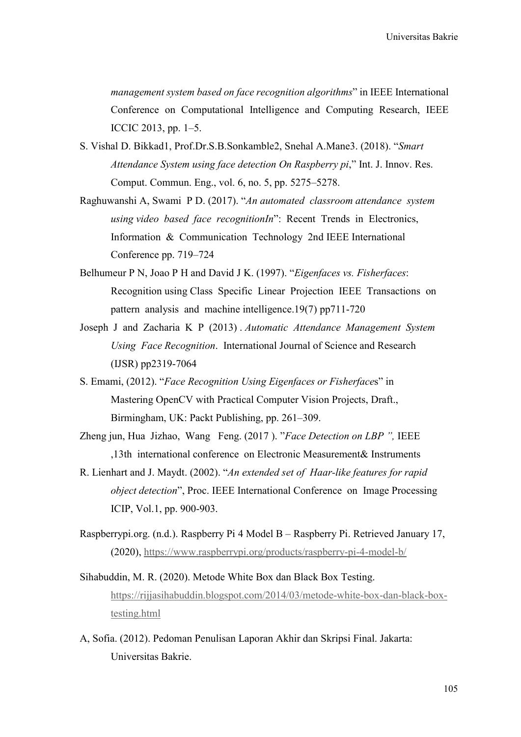*management system based on face recognition algorithms*" in IEEE International Conference on Computational Intelligence and Computing Research, IEEE ICCIC 2013, pp. 1–5.

S. Vishal D. Bikkad1, Prof.Dr.S.B.Sonkamble2, Snehal A.Mane3. (2018). "*Smart Attendance System using face detection On Raspberry pi*," Int. J. Innov. Res. Comput. Commun. Eng., vol. 6, no. 5, pp. 5275–5278.

Raghuwanshi A, Swami P D. (2017). "*An automated classroom attendance system using video based face recognitionIn*": Recent Trends in Electronics, Information & Communication Technology 2nd IEEE International Conference pp. 719–724

Belhumeur P N, Joao P H and David J K. (1997). "*Eigenfaces vs. Fisherfaces*: Recognition using Class Specific Linear Projection IEEE Transactions on pattern analysis and machine intelligence.19(7) pp711-720

Joseph J and Zacharia K P (2013) . *Automatic Attendance Management System Using Face Recognition*. International Journal of Science and Research (IJSR) pp2319-7064

S. Emami, (2012). "*Face Recognition Using Eigenfaces or Fisherface*s" in Mastering OpenCV with Practical Computer Vision Projects, Draft., Birmingham, UK: Packt Publishing, pp. 261–309.

Zheng jun, Hua Jizhao, Wang Feng. (2017 ). "*Face Detection on LBP ",* IEEE ,13th international conference on Electronic Measurement& Instruments

R. Lienhart and J. Maydt. (2002). "*An extended set of Haar-like features for rapid object detection*", Proc. IEEE International Conference on Image Processing ICIP, Vol.1, pp. 900-903.

Raspberrypi.org. (n.d.). Raspberry Pi 4 Model B – Raspberry Pi. Retrieved January 17, (2020), https://www.raspberrypi.org/products/raspberry-pi-4-model-b/

Sihabuddin, M. R. (2020). Metode White Box dan Black Box Testing. https://rijjasihabuddin.blogspot.com/2014/03/metode-white-box-dan-black-box-testing.html

A, Sofia. (2012). Pedoman Penulisan Laporan Akhir dan Skripsi Final. Jakarta: Universitas Bakrie.